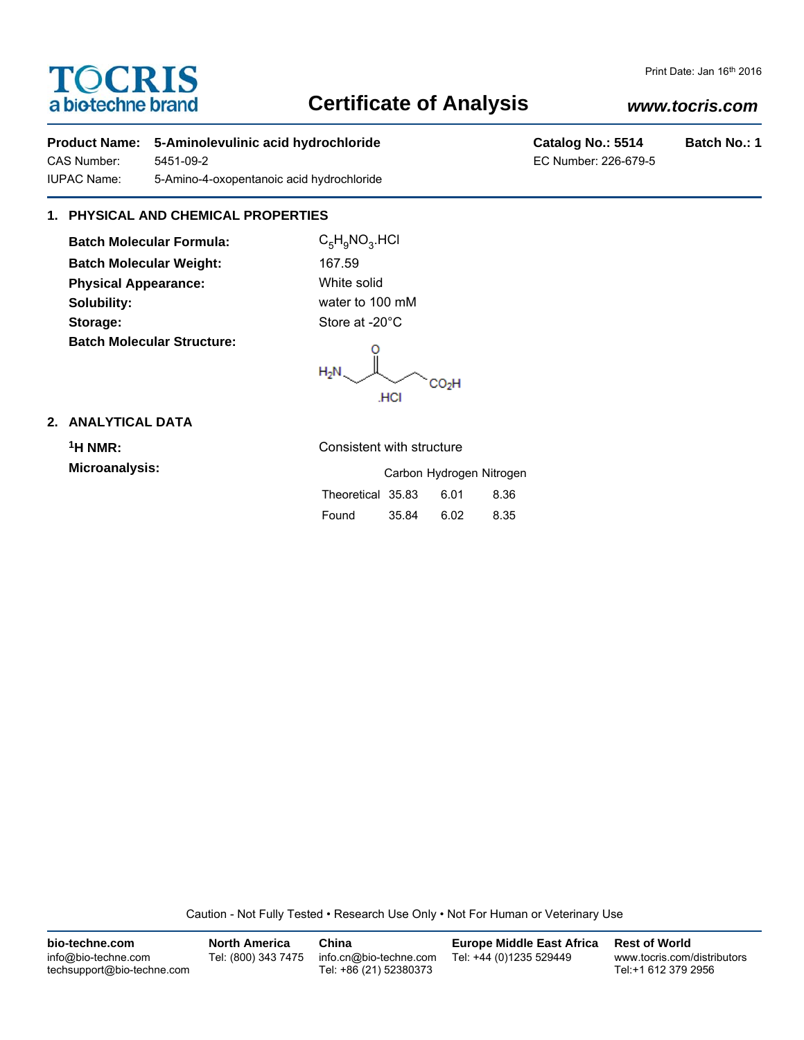# TOCRIS
a biotechne brand

Print Date: Jan 16th 2016

# Certificate of Analysis

***www.tocris.com***

**Product Name:** **5-Aminolevulinic acid hydrochloride** **Catalog No.: 5514** **Batch No.: 1**

CAS Number: 5451-09-2 EC Number: 226-679-5

IUPAC Name: 5-Amino-4-oxopentanoic acid hydrochloride

## 1. PHYSICAL AND CHEMICAL PROPERTIES

**Batch Molecular Formula:** $C_5H_9NO_3$.HCl

**Batch Molecular Weight:** 167.59

**Physical Appearance:** White solid

**Solubility:** water to 100 mM

**Storage:** Store at -20°C

**Batch Molecular Structure:**

$H_2N$–$CH_2$–C(=O)–$CH_2$–$CH_2$–$CO_2H$ .HCl

## 2. ANALYTICAL DATA

**$^1$H NMR:** Consistent with structure

**Microanalysis:**

| | Carbon | Hydrogen | Nitrogen |
|---|---|---|---|
| Theoretical | 35.83 | 6.01 | 8.36 |
| Found | 35.84 | 6.02 | 8.35 |

Caution - Not Fully Tested • Research Use Only • Not For Human or Veterinary Use

**bio-techne.com**
info@bio-techne.com
techsupport@bio-techne.com

**North America**
Tel: (800) 343 7475

**China**
info.cn@bio-techne.com
Tel: +86 (21) 52380373

**Europe Middle East Africa**
Tel: +44 (0)1235 529449

**Rest of World**
www.tocris.com/distributors
Tel:+1 612 379 2956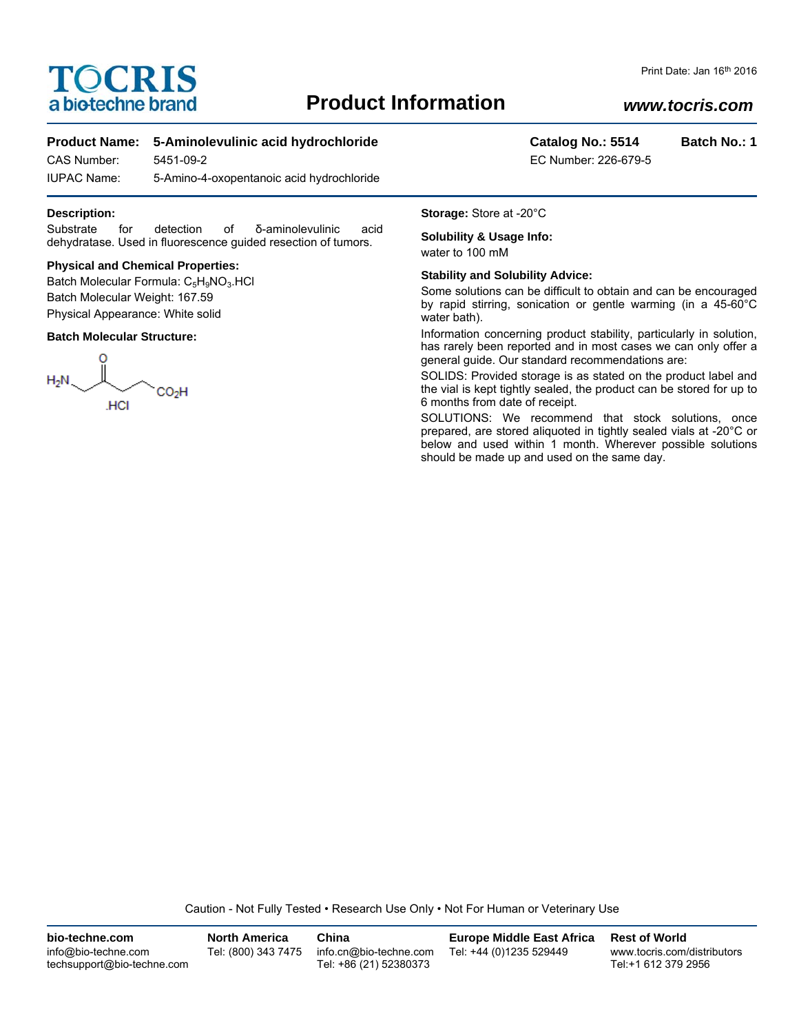**TOCRIS**
a bio-techne brand

Print Date: Jan 16th 2016

# Product Information

*www.tocris.com*

**Product Name:** **5-Aminolevulinic acid hydrochloride** **Catalog No.: 5514** **Batch No.: 1**

CAS Number: 5451-09-2 EC Number: 226-679-5

IUPAC Name: 5-Amino-4-oxopentanoic acid hydrochloride

**Description:**
Substrate for detection of δ-aminolevulinic acid dehydratase. Used in fluorescence guided resection of tumors.

**Physical and Chemical Properties:**
Batch Molecular Formula: $C_5H_9NO_3$.HCl
Batch Molecular Weight: 167.59
Physical Appearance: White solid

**Batch Molecular Structure:**

O
$H_2N$ $CO_2H$
.HCl

**Storage:** Store at -20°C

**Solubility & Usage Info:**
water to 100 mM

**Stability and Solubility Advice:**
Some solutions can be difficult to obtain and can be encouraged by rapid stirring, sonication or gentle warming (in a 45-60°C water bath).

Information concerning product stability, particularly in solution, has rarely been reported and in most cases we can only offer a general guide. Our standard recommendations are:

SOLIDS: Provided storage is as stated on the product label and the vial is kept tightly sealed, the product can be stored for up to 6 months from date of receipt.

SOLUTIONS: We recommend that stock solutions, once prepared, are stored aliquoted in tightly sealed vials at -20°C or below and used within 1 month. Wherever possible solutions should be made up and used on the same day.

Caution - Not Fully Tested • Research Use Only • Not For Human or Veterinary Use

**bio-techne.com**
info@bio-techne.com
techsupport@bio-techne.com

**North America**
Tel: (800) 343 7475

**China**
info.cn@bio-techne.com
Tel: +86 (21) 52380373

**Europe Middle East Africa**
Tel: +44 (0)1235 529449

**Rest of World**
www.tocris.com/distributors
Tel:+1 612 379 2956